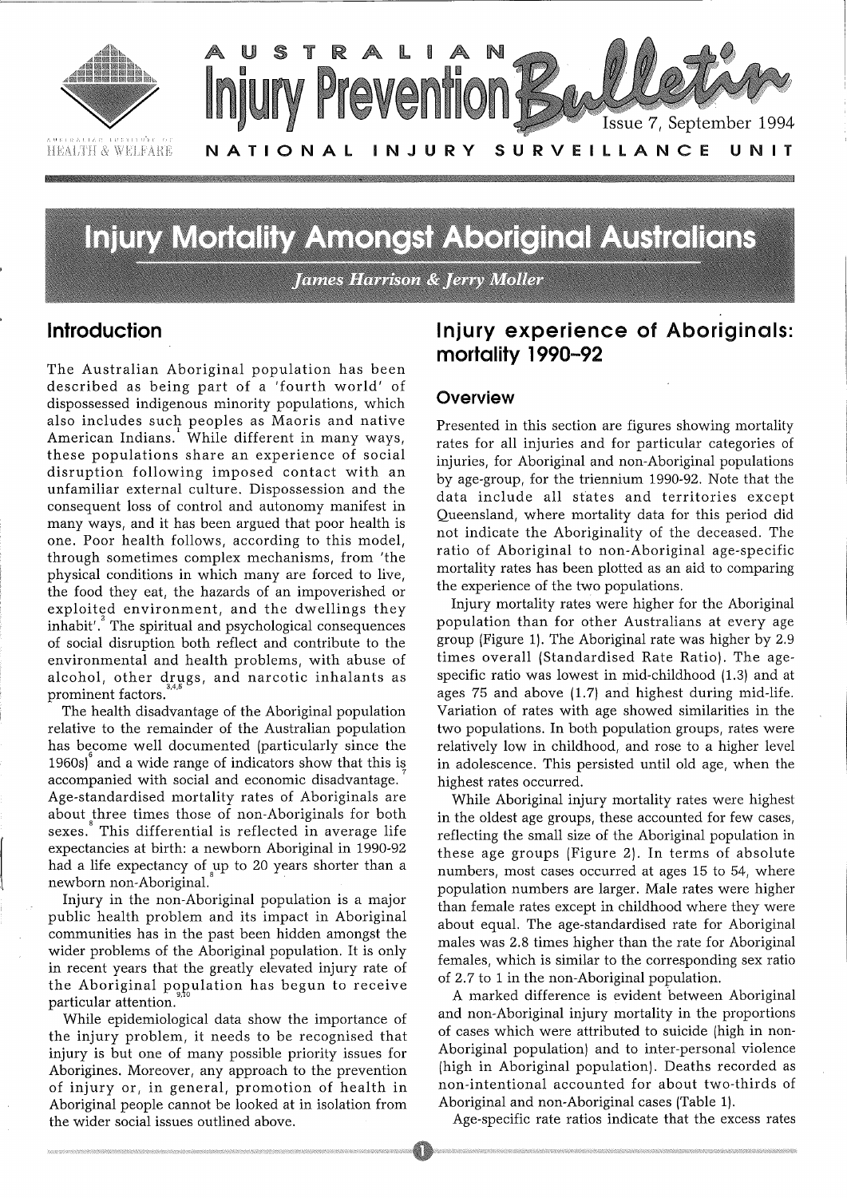# Australian Injury Prevention Bulletin

Issue 7, September 1994

NATIONAL INJURY SURVEILLANCE UNIT

# Injury Mortality Amongst Aboriginal Australians

*James Harrison & Jerry Moller*

## Introduction

The Australian Aboriginal population has been described as being part of a 'fourth world' of dispossessed indigenous minority populations, which also includes such peoples as Maoris and native American Indians.[1] While different in many ways, these populations share an experience of social disruption following imposed contact with an unfamiliar external culture. Dispossession and the consequent loss of control and autonomy manifest in many ways, and it has been argued that poor health is one. Poor health follows, according to this model, through sometimes complex mechanisms, from 'the physical conditions in which many are forced to live, the food they eat, the hazards of an impoverished or exploited environment, and the dwellings they inhabit'.[2] The spiritual and psychological consequences of social disruption both reflect and contribute to the environmental and health problems, with abuse of alcohol, other drugs, and narcotic inhalants as prominent factors.[3,4,5]

The health disadvantage of the Aboriginal population relative to the remainder of the Australian population has become well documented (particularly since the 1960s)[6] and a wide range of indicators show that this is accompanied with social and economic disadvantage.[7] Age-standardised mortality rates of Aboriginals are about three times those of non-Aboriginals for both sexes.[8] This differential is reflected in average life expectancies at birth: a newborn Aboriginal in 1990-92 had a life expectancy of up to 20 years shorter than a newborn non-Aboriginal.[8]

Injury in the non-Aboriginal population is a major public health problem and its impact in Aboriginal communities has in the past been hidden amongst the wider problems of the Aboriginal population. It is only in recent years that the greatly elevated injury rate of the Aboriginal population has begun to receive particular attention.[9,10]

While epidemiological data show the importance of the injury problem, it needs to be recognised that injury is but one of many possible priority issues for Aborigines. Moreover, any approach to the prevention of injury or, in general, promotion of health in Aboriginal people cannot be looked at in isolation from the wider social issues outlined above.

## Injury experience of Aboriginals: mortality 1990–92

### Overview

Presented in this section are figures showing mortality rates for all injuries and for particular categories of injuries, for Aboriginal and non-Aboriginal populations by age-group, for the triennium 1990-92. Note that the data include all states and territories except Queensland, where mortality data for this period did not indicate the Aboriginality of the deceased. The ratio of Aboriginal to non-Aboriginal age-specific mortality rates has been plotted as an aid to comparing the experience of the two populations.

Injury mortality rates were higher for the Aboriginal population than for other Australians at every age group (Figure 1). The Aboriginal rate was higher by 2.9 times overall (Standardised Rate Ratio). The age-specific ratio was lowest in mid-childhood (1.3) and at ages 75 and above (1.7) and highest during mid-life. Variation of rates with age showed similarities in the two populations. In both population groups, rates were relatively low in childhood, and rose to a higher level in adolescence. This persisted until old age, when the highest rates occurred.

While Aboriginal injury mortality rates were highest in the oldest age groups, these accounted for few cases, reflecting the small size of the Aboriginal population in these age groups (Figure 2). In terms of absolute numbers, most cases occurred at ages 15 to 54, where population numbers are larger. Male rates were higher than female rates except in childhood where they were about equal. The age-standardised rate for Aboriginal males was 2.8 times higher than the rate for Aboriginal females, which is similar to the corresponding sex ratio of 2.7 to 1 in the non-Aboriginal population.

A marked difference is evident between Aboriginal and non-Aboriginal injury mortality in the proportions of cases which were attributed to suicide (high in non-Aboriginal population) and to inter-personal violence (high in Aboriginal population). Deaths recorded as non-intentional accounted for about two-thirds of Aboriginal and non-Aboriginal cases (Table 1).

Age-specific rate ratios indicate that the excess rates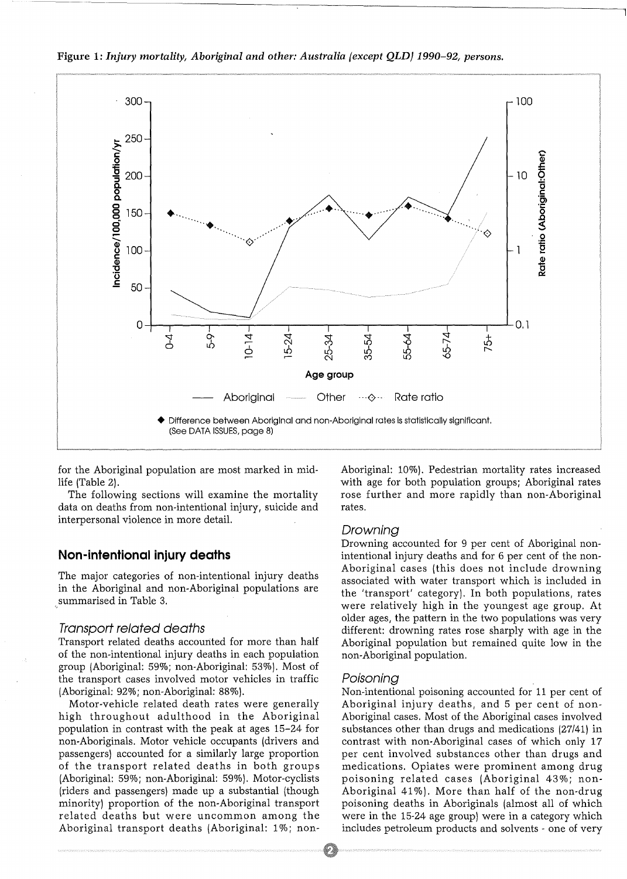**Figure 1:** *Injury mortality, Aboriginal and other: Australia (except QLD) 1990–92, persons.*

◆ Difference between Aboriginal and non-Aboriginal rates is statistically significant. (See DATA ISSUES, page 8)

for the Aboriginal population are most marked in mid-life (Table 2).

The following sections will examine the mortality data on deaths from non-intentional injury, suicide and interpersonal violence in more detail.

## Non-intentional injury deaths

The major categories of non-intentional injury deaths in the Aboriginal and non-Aboriginal populations are summarised in Table 3.

### *Transport related deaths*

Transport related deaths accounted for more than half of the non-intentional injury deaths in each population group (Aboriginal: 59%; non-Aboriginal: 53%). Most of the transport cases involved motor vehicles in traffic (Aboriginal: 92%; non-Aboriginal: 88%).

Motor-vehicle related death rates were generally high throughout adulthood in the Aboriginal population in contrast with the peak at ages 15–24 for non-Aboriginals. Motor vehicle occupants (drivers and passengers) accounted for a similarly large proportion of the transport related deaths in both groups (Aboriginal: 59%; non-Aboriginal: 59%). Motor-cyclists (riders and passengers) made up a substantial (though minority) proportion of the non-Aboriginal transport related deaths but were uncommon among the Aboriginal transport deaths (Aboriginal: 1%; non-Aboriginal: 10%). Pedestrian mortality rates increased with age for both population groups; Aboriginal rates rose further and more rapidly than non-Aboriginal rates.

### *Drowning*

Drowning accounted for 9 per cent of Aboriginal non-intentional injury deaths and for 6 per cent of the non-Aboriginal cases (this does not include drowning associated with water transport which is included in the 'transport' category). In both populations, rates were relatively high in the youngest age group. At older ages, the pattern in the two populations was very different: drowning rates rose sharply with age in the Aboriginal population but remained quite low in the non-Aboriginal population.

### *Poisoning*

Non-intentional poisoning accounted for 11 per cent of Aboriginal injury deaths, and 5 per cent of non-Aboriginal cases. Most of the Aboriginal cases involved substances other than drugs and medications (27/41) in contrast with non-Aboriginal cases of which only 17 per cent involved substances other than drugs and medications. Opiates were prominent among drug poisoning related cases (Aboriginal 43%; non-Aboriginal 41%). More than half of the non-drug poisoning deaths in Aboriginals (almost all of which were in the 15-24 age group) were in a category which includes petroleum products and solvents - one of very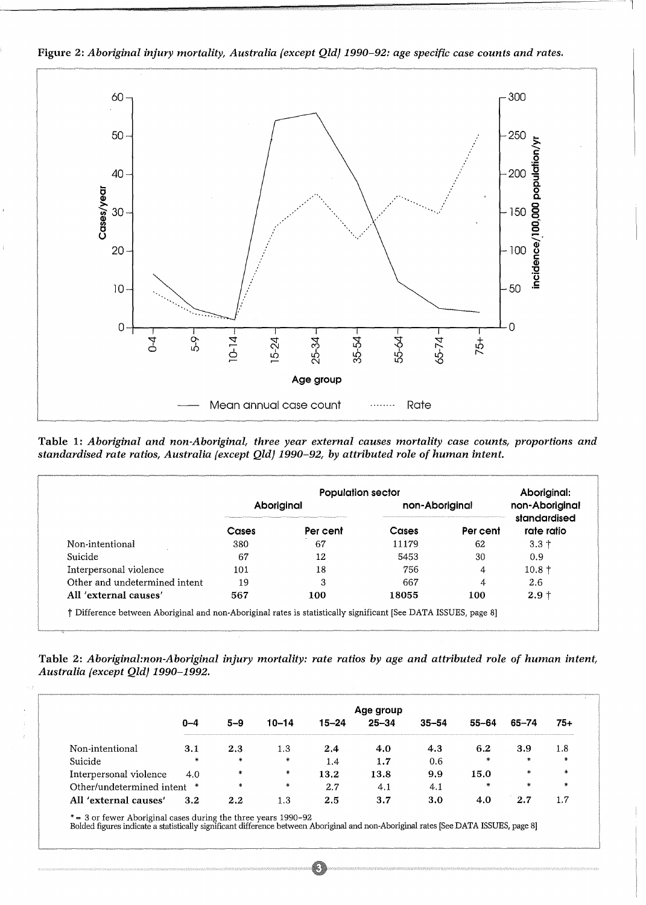**Figure 2:** *Aboriginal injury mortality, Australia (except Qld) 1990–92: age specific case counts and rates.*

**Table 1:** *Aboriginal and non-Aboriginal, three year external causes mortality case counts, proportions and standardised rate ratios, Australia (except Qld) 1990–92, by attributed role of human intent.*

| | Population sector | | | | Aboriginal: non-Aboriginal standardised rate ratio |
|---|---|---|---|---|---|
| | Aboriginal | | non-Aboriginal | | |
| | Cases | Per cent | Cases | Per cent | |
| Non-intentional | 380 | 67 | 11179 | 62 | 3.3 † |
| Suicide | 67 | 12 | 5453 | 30 | 0.9 |
| Interpersonal violence | 101 | 18 | 756 | 4 | 10.8 † |
| Other and undetermined intent | 19 | 3 | 667 | 4 | 2.6 |
| **All 'external causes'** | **567** | **100** | **18055** | **100** | **2.9 †** |

† Difference between Aboriginal and non-Aboriginal rates is statistically significant [See DATA ISSUES, page 8]

**Table 2:** *Aboriginal:non-Aboriginal injury mortality: rate ratios by age and attributed role of human intent, Australia (except Qld) 1990–1992.*

| | Age group | | | | | | | | |
|---|---|---|---|---|---|---|---|---|---|
| | 0–4 | 5–9 | 10–14 | 15–24 | 25–34 | 35–54 | 55–64 | 65–74 | 75+ |
| Non-intentional | **3.1** | **2.3** | 1.3 | **2.4** | **4.0** | **4.3** | **6.2** | **3.9** | 1.8 |
| Suicide | * | * | * | 1.4 | **1.7** | 0.6 | * | * | * |
| Interpersonal violence | 4.0 | * | * | **13.2** | **13.8** | **9.9** | **15.0** | * | * |
| Other/undetermined intent | * | * | * | 2.7 | 4.1 | 4.1 | * | * | * |
| **All 'external causes'** | **3.2** | **2.2** | 1.3 | **2.5** | **3.7** | **3.0** | **4.0** | **2.7** | 1.7 |

* = 3 or fewer Aboriginal cases during the three years 1990–92
Bolded figures indicate a statistically significant difference between Aboriginal and non-Aboriginal rates [See DATA ISSUES, page 8]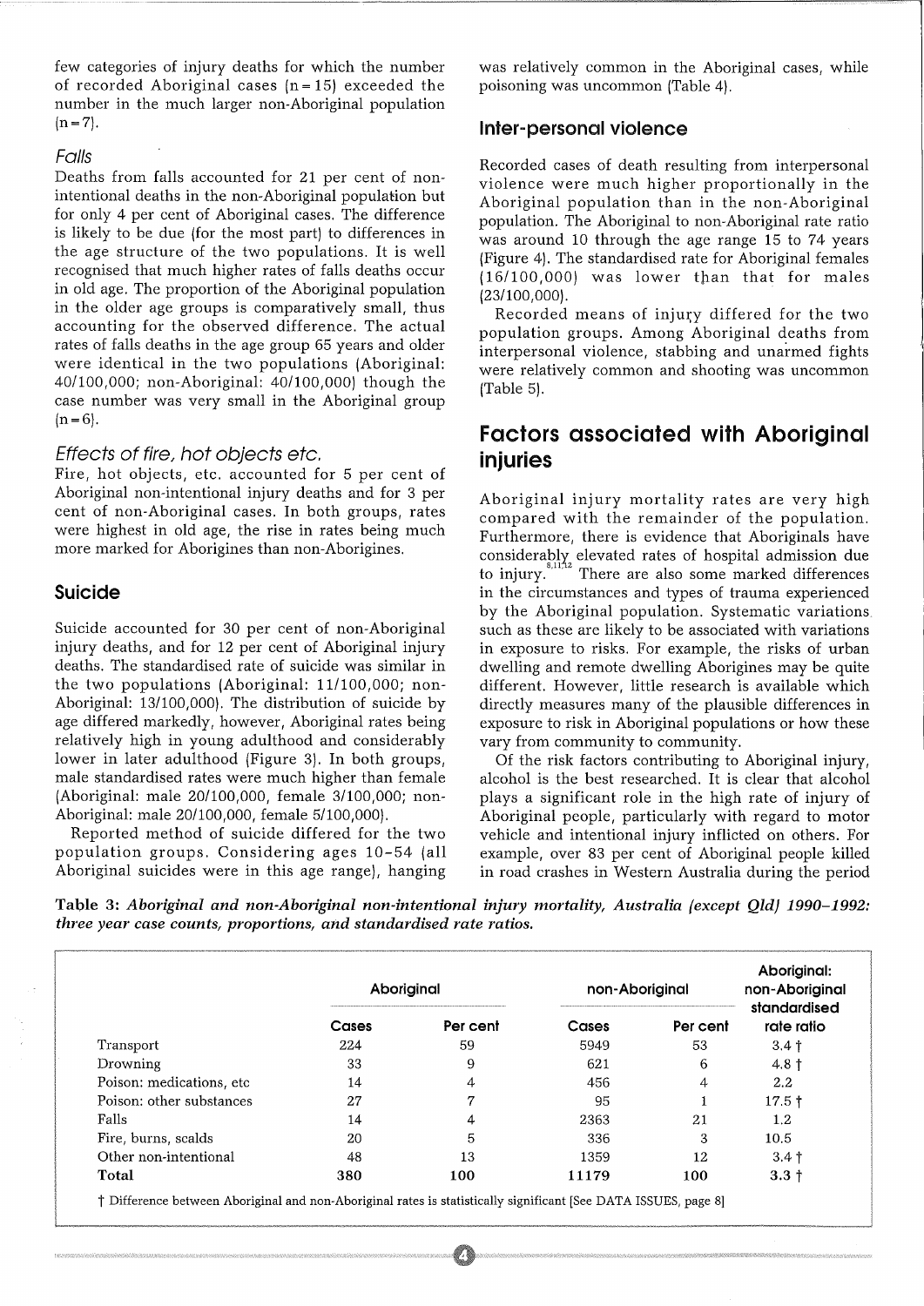few categories of injury deaths for which the number of recorded Aboriginal cases (n = 15) exceeded the number in the much larger non-Aboriginal population (n = 7).

### *Falls*

Deaths from falls accounted for 21 per cent of non-intentional deaths in the non-Aboriginal population but for only 4 per cent of Aboriginal cases. The difference is likely to be due (for the most part) to differences in the age structure of the two populations. It is well recognised that much higher rates of falls deaths occur in old age. The proportion of the Aboriginal population in the older age groups is comparatively small, thus accounting for the observed difference. The actual rates of falls deaths in the age group 65 years and older were identical in the two populations (Aboriginal: 40/100,000; non-Aboriginal: 40/100,000) though the case number was very small in the Aboriginal group (n = 6).

### *Effects of fire, hot objects etc.*

Fire, hot objects, etc. accounted for 5 per cent of Aboriginal non-intentional injury deaths and for 3 per cent of non-Aboriginal cases. In both groups, rates were highest in old age, the rise in rates being much more marked for Aborigines than non-Aborigines.

## Suicide

Suicide accounted for 30 per cent of non-Aboriginal injury deaths, and for 12 per cent of Aboriginal injury deaths. The standardised rate of suicide was similar in the two populations (Aboriginal: 11/100,000; non-Aboriginal: 13/100,000). The distribution of suicide by age differed markedly, however, Aboriginal rates being relatively high in young adulthood and considerably lower in later adulthood (Figure 3). In both groups, male standardised rates were much higher than female (Aboriginal: male 20/100,000, female 3/100,000; non-Aboriginal: male 20/100,000, female 5/100,000).

Reported method of suicide differed for the two population groups. Considering ages 10–54 (all Aboriginal suicides were in this age range), hanging was relatively common in the Aboriginal cases, while poisoning was uncommon (Table 4).

## Inter-personal violence

Recorded cases of death resulting from interpersonal violence were much higher proportionally in the Aboriginal population than in the non-Aboriginal population. The Aboriginal to non-Aboriginal rate ratio was around 10 through the age range 15 to 74 years (Figure 4). The standardised rate for Aboriginal females (16/100,000) was lower than that for males (23/100,000).

Recorded means of injury differed for the two population groups. Among Aboriginal deaths from interpersonal violence, stabbing and unarmed fights were relatively common and shooting was uncommon (Table 5).

# Factors associated with Aboriginal injuries

Aboriginal injury mortality rates are very high compared with the remainder of the population. Furthermore, there is evidence that Aboriginals have considerably elevated rates of hospital admission due to injury.[8,11,12] There are also some marked differences in the circumstances and types of trauma experienced by the Aboriginal population. Systematic variations such as these are likely to be associated with variations in exposure to risks. For example, the risks of urban dwelling and remote dwelling Aborigines may be quite different. However, little research is available which directly measures many of the plausible differences in exposure to risk in Aboriginal populations or how these vary from community to community.

Of the risk factors contributing to Aboriginal injury, alcohol is the best researched. It is clear that alcohol plays a significant role in the high rate of injury of Aboriginal people, particularly with regard to motor vehicle and intentional injury inflicted on others. For example, over 83 per cent of Aboriginal people killed in road crashes in Western Australia during the period

**Table 3:** ***Aboriginal and non-Aboriginal non-intentional injury mortality, Australia (except Qld) 1990–1992: three year case counts, proportions, and standardised rate ratios.***

| | Aboriginal | | non-Aboriginal | | Aboriginal: non-Aboriginal standardised |
|---|---|---|---|---|---|
| | Cases | Per cent | Cases | Per cent | rate ratio |
| Transport | 224 | 59 | 5949 | 53 | 3.4 † |
| Drowning | 33 | 9 | 621 | 6 | 4.8 † |
| Poison: medications, etc | 14 | 4 | 456 | 4 | 2.2 |
| Poison: other substances | 27 | 7 | 95 | 1 | 17.5 † |
| Falls | 14 | 4 | 2363 | 21 | 1.2 |
| Fire, burns, scalds | 20 | 5 | 336 | 3 | 10.5 |
| Other non-intentional | 48 | 13 | 1359 | 12 | 3.4 † |
| **Total** | **380** | **100** | **11179** | **100** | **3.3 †** |

† Difference between Aboriginal and non-Aboriginal rates is statistically significant [See DATA ISSUES, page 8]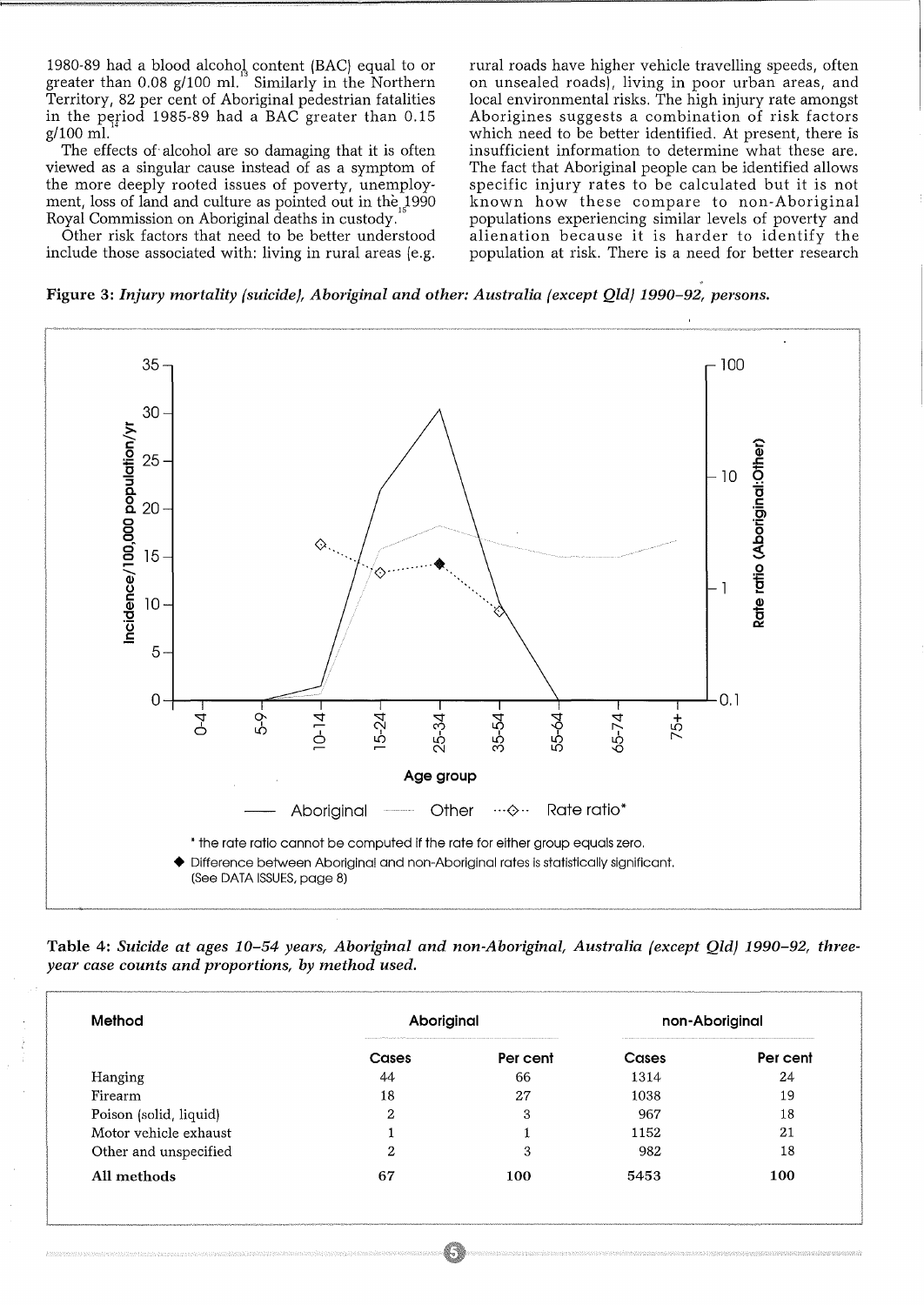1980-89 had a blood alcohol content (BAC) equal to or greater than 0.08 g/100 ml.[13] Similarly in the Northern Territory, 82 per cent of Aboriginal pedestrian fatalities in the period 1985-89 had a BAC greater than 0.15 g/100 ml.[14]

The effects of alcohol are so damaging that it is often viewed as a singular cause instead of as a symptom of the more deeply rooted issues of poverty, unemployment, loss of land and culture as pointed out in the 1990 Royal Commission on Aboriginal deaths in custody.[15]

Other risk factors that need to be better understood include those associated with: living in rural areas (e.g. rural roads have higher vehicle travelling speeds, often on unsealed roads), living in poor urban areas, and local environmental risks. The high injury rate amongst Aborigines suggests a combination of risk factors which need to be better identified. At present, there is insufficient information to determine what these are. The fact that Aboriginal people can be identified allows specific injury rates to be calculated but it is not known how these compare to non-Aboriginal populations experiencing similar levels of poverty and alienation because it is harder to identify the population at risk. There is a need for better research

**Figure 3:** *Injury mortality (suicide), Aboriginal and other: Australia (except Qld) 1990–92, persons.*

\* the rate ratio cannot be computed if the rate for either group equals zero.

◆ Difference between Aboriginal and non-Aboriginal rates is statistically significant. (See DATA ISSUES, page 8)

**Table 4:** *Suicide at ages 10–54 years, Aboriginal and non-Aboriginal, Australia (except Qld) 1990–92, three-year case counts and proportions, by method used.*

| Method | Aboriginal | | non-Aboriginal | |
|---|---|---|---|---|
| | Cases | Per cent | Cases | Per cent |
| Hanging | 44 | 66 | 1314 | 24 |
| Firearm | 18 | 27 | 1038 | 19 |
| Poison (solid, liquid) | 2 | 3 | 967 | 18 |
| Motor vehicle exhaust | 1 | 1 | 1152 | 21 |
| Other and unspecified | 2 | 3 | 982 | 18 |
| **All methods** | **67** | **100** | **5453** | **100** |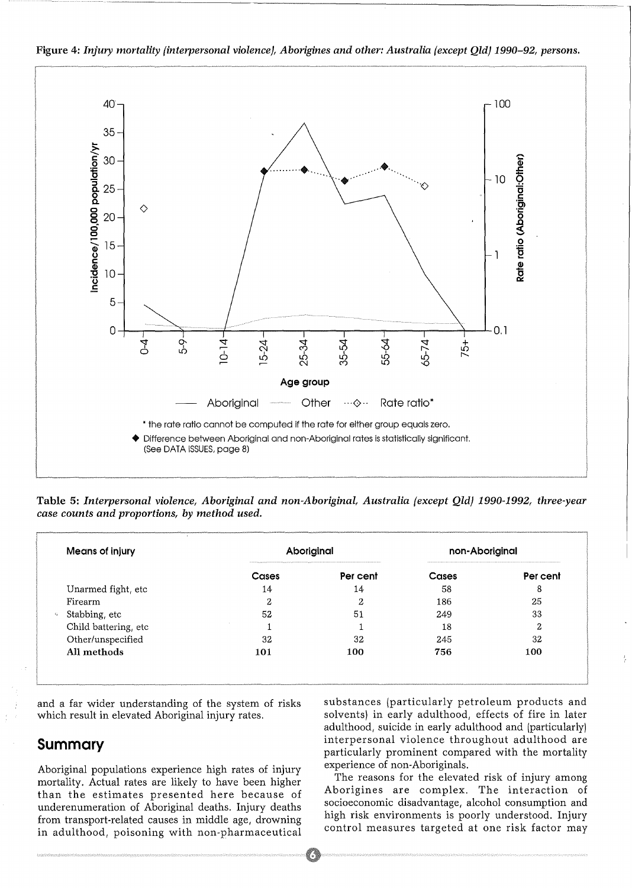**Figure 4:** *Injury mortality (interpersonal violence), Aborigines and other: Australia (except Qld) 1990–92, persons.*

* the rate ratio cannot be computed if the rate for either group equals zero.

◆ Difference between Aboriginal and non-Aboriginal rates is statistically significant. (See DATA ISSUES, page 8)

**Table 5:** *Interpersonal violence, Aboriginal and non-Aboriginal, Australia (except Qld) 1990-1992, three-year case counts and proportions, by method used.*

| Means of injury | Aboriginal | | non-Aboriginal | |
|---|---|---|---|---|
| | Cases | Per cent | Cases | Per cent |
| Unarmed fight, etc | 14 | 14 | 58 | 8 |
| Firearm | 2 | 2 | 186 | 25 |
| Stabbing, etc | 52 | 51 | 249 | 33 |
| Child battering, etc | 1 | 1 | 18 | 2 |
| Other/unspecified | 32 | 32 | 245 | 32 |
| **All methods** | **101** | **100** | **756** | **100** |

and a far wider understanding of the system of risks which result in elevated Aboriginal injury rates.

## Summary

Aboriginal populations experience high rates of injury mortality. Actual rates are likely to have been higher than the estimates presented here because of underenumeration of Aboriginal deaths. Injury deaths from transport-related causes in middle age, drowning in adulthood, poisoning with non-pharmaceutical substances (particularly petroleum products and solvents) in early adulthood, effects of fire in later adulthood, suicide in early adulthood and (particularly) interpersonal violence throughout adulthood are particularly prominent compared with the mortality experience of non-Aboriginals.

The reasons for the elevated risk of injury among Aborigines are complex. The interaction of socioeconomic disadvantage, alcohol consumption and high risk environments is poorly understood. Injury control measures targeted at one risk factor may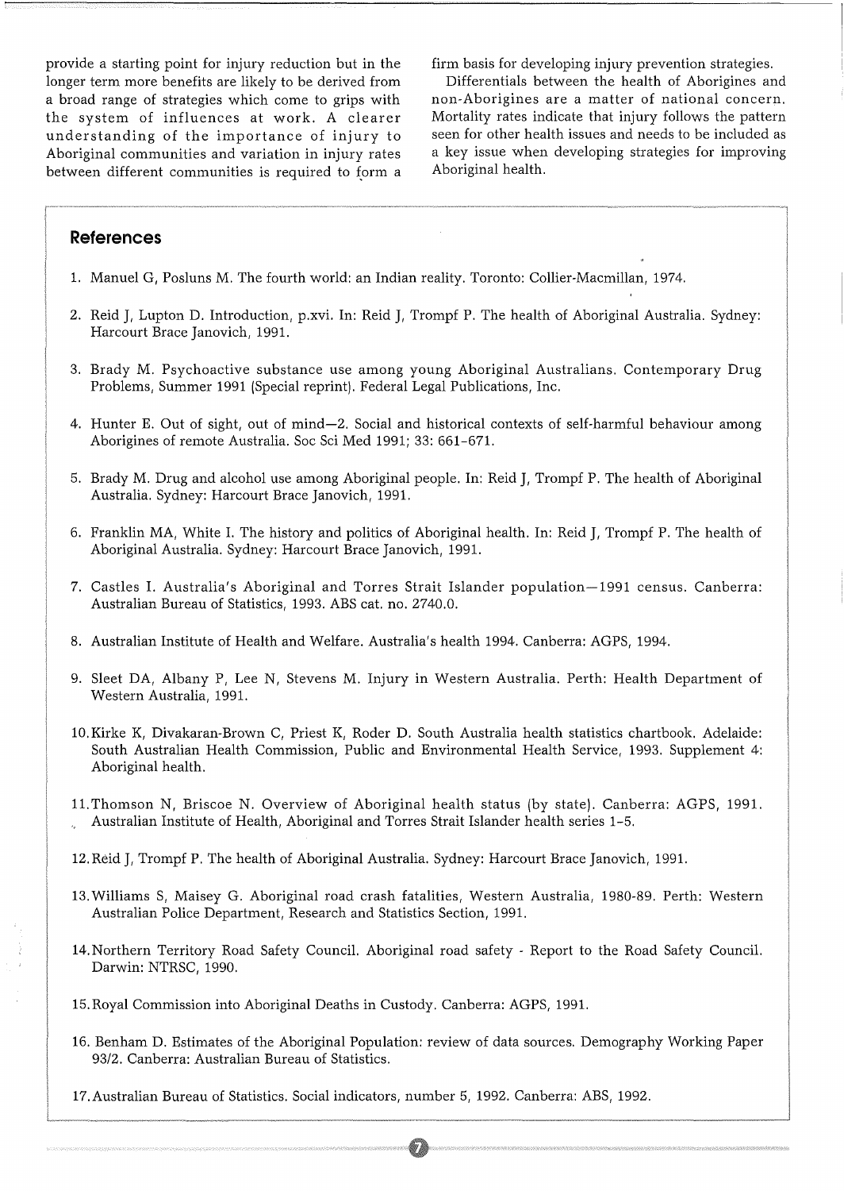provide a starting point for injury reduction but in the longer term more benefits are likely to be derived from a broad range of strategies which come to grips with the system of influences at work. A clearer understanding of the importance of injury to Aboriginal communities and variation in injury rates between different communities is required to form a firm basis for developing injury prevention strategies.

Differentials between the health of Aborigines and non-Aborigines are a matter of national concern. Mortality rates indicate that injury follows the pattern seen for other health issues and needs to be included as a key issue when developing strategies for improving Aboriginal health.

## References

1. Manuel G, Posluns M. The fourth world: an Indian reality. Toronto: Collier-Macmillan, 1974.
2. Reid J, Lupton D. Introduction, p.xvi. In: Reid J, Trompf P. The health of Aboriginal Australia. Sydney: Harcourt Brace Janovich, 1991.
3. Brady M. Psychoactive substance use among young Aboriginal Australians. Contemporary Drug Problems, Summer 1991 (Special reprint). Federal Legal Publications, Inc.
4. Hunter E. Out of sight, out of mind—2. Social and historical contexts of self-harmful behaviour among Aborigines of remote Australia. Soc Sci Med 1991; 33: 661-671.
5. Brady M. Drug and alcohol use among Aboriginal people. In: Reid J, Trompf P. The health of Aboriginal Australia. Sydney: Harcourt Brace Janovich, 1991.
6. Franklin MA, White I. The history and politics of Aboriginal health. In: Reid J, Trompf P. The health of Aboriginal Australia. Sydney: Harcourt Brace Janovich, 1991.
7. Castles I. Australia's Aboriginal and Torres Strait Islander population—1991 census. Canberra: Australian Bureau of Statistics, 1993. ABS cat. no. 2740.0.
8. Australian Institute of Health and Welfare. Australia's health 1994. Canberra: AGPS, 1994.
9. Sleet DA, Albany P, Lee N, Stevens M. Injury in Western Australia. Perth: Health Department of Western Australia, 1991.
10. Kirke K, Divakaran-Brown C, Priest K, Roder D. South Australia health statistics chartbook. Adelaide: South Australian Health Commission, Public and Environmental Health Service, 1993. Supplement 4: Aboriginal health.
11. Thomson N, Briscoe N. Overview of Aboriginal health status (by state). Canberra: AGPS, 1991. Australian Institute of Health, Aboriginal and Torres Strait Islander health series 1-5.
12. Reid J, Trompf P. The health of Aboriginal Australia. Sydney: Harcourt Brace Janovich, 1991.
13. Williams S, Maisey G. Aboriginal road crash fatalities, Western Australia, 1980-89. Perth: Western Australian Police Department, Research and Statistics Section, 1991.
14. Northern Territory Road Safety Council. Aboriginal road safety - Report to the Road Safety Council. Darwin: NTRSC, 1990.
15. Royal Commission into Aboriginal Deaths in Custody. Canberra: AGPS, 1991.
16. Benham D. Estimates of the Aboriginal Population: review of data sources. Demography Working Paper 93/2. Canberra: Australian Bureau of Statistics.
17. Australian Bureau of Statistics. Social indicators, number 5, 1992. Canberra: ABS, 1992.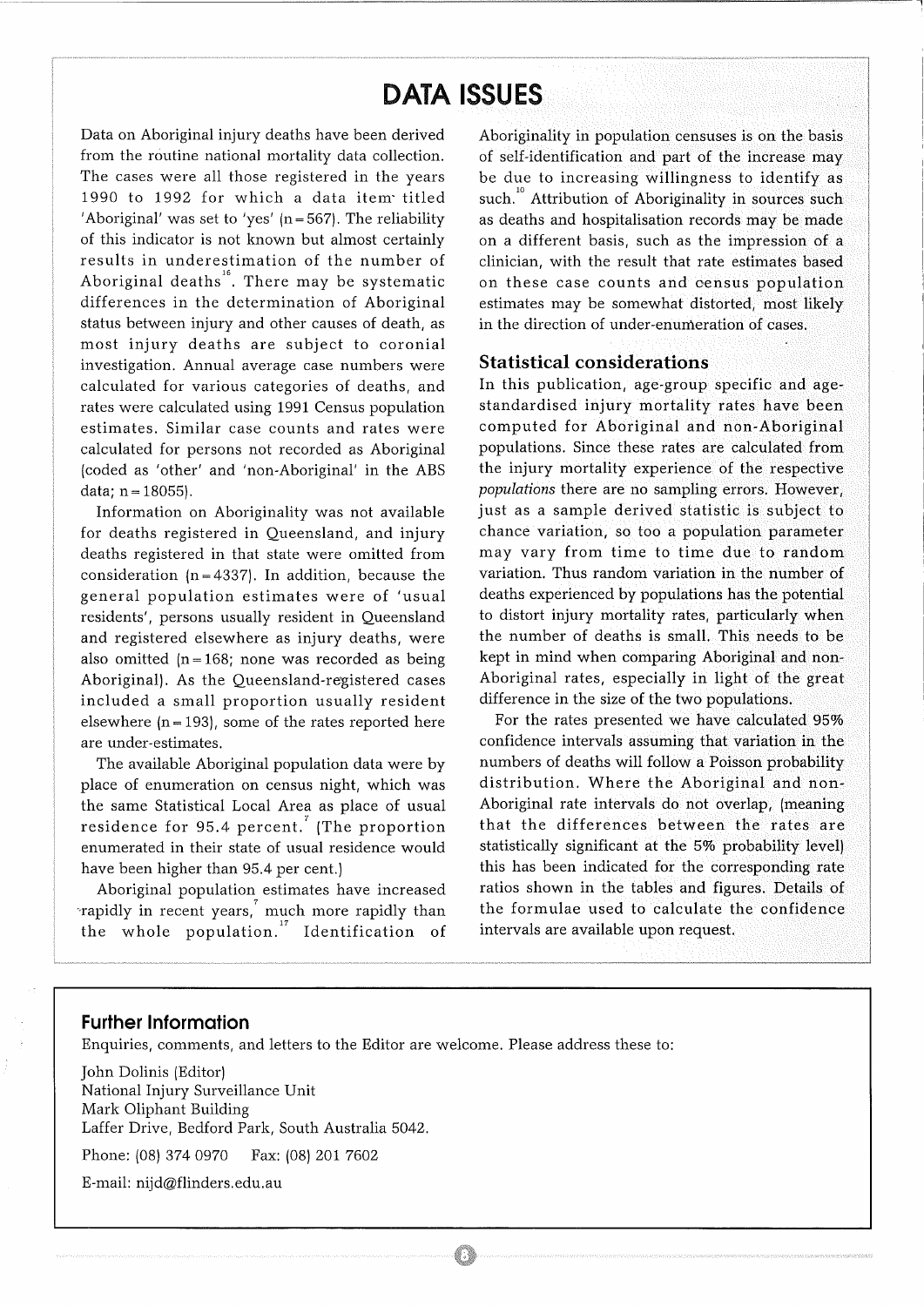# DATA ISSUES

Data on Aboriginal injury deaths have been derived from the routine national mortality data collection. The cases were all those registered in the years 1990 to 1992 for which a data item titled 'Aboriginal' was set to 'yes' (n = 567). The reliability of this indicator is not known but almost certainly results in underestimation of the number of Aboriginal deaths[16]. There may be systematic differences in the determination of Aboriginal status between injury and other causes of death, as most injury deaths are subject to coronial investigation. Annual average case numbers were calculated for various categories of deaths, and rates were calculated using 1991 Census population estimates. Similar case counts and rates were calculated for persons not recorded as Aboriginal (coded as 'other' and 'non-Aboriginal' in the ABS data; n = 18055).

Information on Aboriginality was not available for deaths registered in Queensland, and injury deaths registered in that state were omitted from consideration (n = 4337). In addition, because the general population estimates were of 'usual residents', persons usually resident in Queensland and registered elsewhere as injury deaths, were also omitted (n = 168; none was recorded as being Aboriginal). As the Queensland-registered cases included a small proportion usually resident elsewhere (n = 193), some of the rates reported here are under-estimates.

The available Aboriginal population data were by place of enumeration on census night, which was the same Statistical Local Area as place of usual residence for 95.4 percent.[7] (The proportion enumerated in their state of usual residence would have been higher than 95.4 per cent.)

Aboriginal population estimates have increased rapidly in recent years,[7] much more rapidly than the whole population.[17] Identification of Aboriginality in population censuses is on the basis of self-identification and part of the increase may be due to increasing willingness to identify as such.[10] Attribution of Aboriginality in sources such as deaths and hospitalisation records may be made on a different basis, such as the impression of a clinician, with the result that rate estimates based on these case counts and census population estimates may be somewhat distorted, most likely in the direction of under-enumeration of cases.

### Statistical considerations

In this publication, age-group specific and age-standardised injury mortality rates have been computed for Aboriginal and non-Aboriginal populations. Since these rates are calculated from the injury mortality experience of the respective *populations* there are no sampling errors. However, just as a sample derived statistic is subject to chance variation, so too a population parameter may vary from time to time due to random variation. Thus random variation in the number of deaths experienced by populations has the potential to distort injury mortality rates, particularly when the number of deaths is small. This needs to be kept in mind when comparing Aboriginal and non-Aboriginal rates, especially in light of the great difference in the size of the two populations.

For the rates presented we have calculated 95% confidence intervals assuming that variation in the numbers of deaths will follow a Poisson probability distribution. Where the Aboriginal and non-Aboriginal rate intervals do not overlap, (meaning that the differences between the rates are statistically significant at the 5% probability level) this has been indicated for the corresponding rate ratios shown in the tables and figures. Details of the formulae used to calculate the confidence intervals are available upon request.

## Further Information

Enquiries, comments, and letters to the Editor are welcome. Please address these to:

John Dolinis (Editor)
National Injury Surveillance Unit
Mark Oliphant Building
Laffer Drive, Bedford Park, South Australia 5042.

Phone: (08) 374 0970 Fax: (08) 201 7602

E-mail: nijd@flinders.edu.au